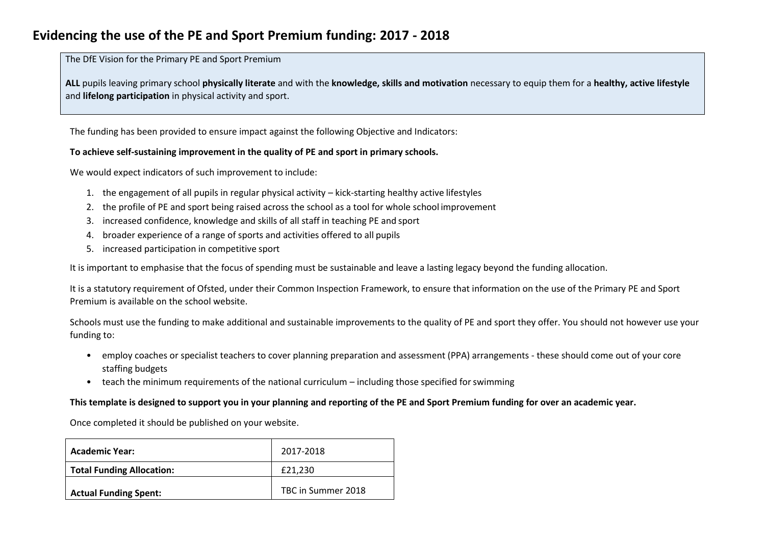# Evidencing the use of the PE and Sport Premium funding: 2017 - 2018

The DfE Vision for the Primary PE and Sport Premium

**ALL** pupils leaving primary school **physically literate** and with the **knowledge, skills and motivation** necessary to equip them for a **healthy, active lifestyle** and **lifelong participation** in physical activity and sport.

The funding has been provided to ensure impact against the following Objective and Indicators:

**To achieve self-sustaining improvement in the quality of PE and sport in primary schools.**

We would expect indicators of such improvement to include:

1. the engagement of all pupils in regular physical activity – kick-starting healthy active lifestyles
2. the profile of PE and sport being raised across the school as a tool for whole school improvement
3. increased confidence, knowledge and skills of all staff in teaching PE and sport
4. broader experience of a range of sports and activities offered to all pupils
5. increased participation in competitive sport

It is important to emphasise that the focus of spending must be sustainable and leave a lasting legacy beyond the funding allocation.

It is a statutory requirement of Ofsted, under their Common Inspection Framework, to ensure that information on the use of the Primary PE and Sport Premium is available on the school website.

Schools must use the funding to make additional and sustainable improvements to the quality of PE and sport they offer. You should not however use your funding to:

- employ coaches or specialist teachers to cover planning preparation and assessment (PPA) arrangements - these should come out of your core staffing budgets
- teach the minimum requirements of the national curriculum – including those specified for swimming

**This template is designed to support you in your planning and reporting of the PE and Sport Premium funding for over an academic year.**

Once completed it should be published on your website.

| **Academic Year:** | 2017-2018 |
|---|---|
| **Total Funding Allocation:** | £21,230 |
| **Actual Funding Spent:** | TBC in Summer 2018 |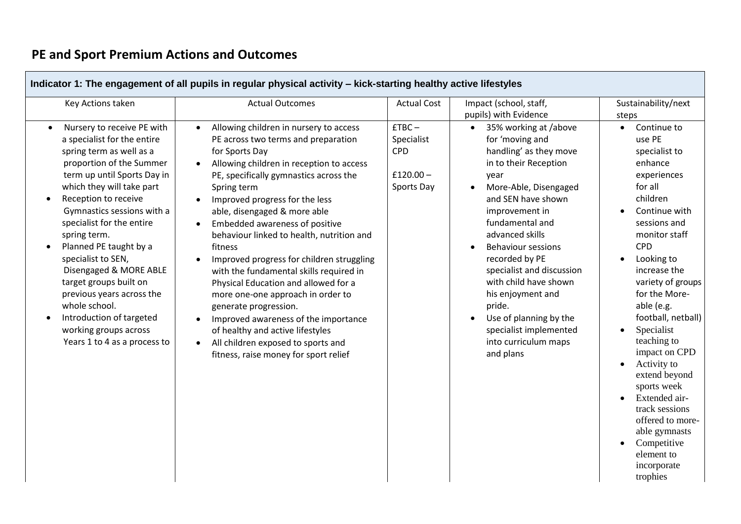## PE and Sport Premium Actions and Outcomes

| Indicator 1: The engagement of all pupils in regular physical activity – kick-starting healthy active lifestyles | | | | |
|---|---|---|---|---|
| Key Actions taken | Actual Outcomes | Actual Cost | Impact (school, staff, pupils) with Evidence | Sustainability/next steps |
| • Nursery to receive PE with a specialist for the entire spring term as well as a proportion of the Summer term up until Sports Day in which they will take part<br>• Reception to receive Gymnastics sessions with a specialist for the entire spring term.<br>• Planned PE taught by a specialist to SEN, Disengaged & MORE ABLE target groups built on previous years across the whole school.<br>• Introduction of targeted working groups across Years 1 to 4 as a process to | • Allowing children in nursery to access PE across two terms and preparation for Sports Day<br>• Allowing children in reception to access PE, specifically gymnastics across the Spring term<br>• Improved progress for the less able, disengaged & more able<br>• Embedded awareness of positive behaviour linked to health, nutrition and fitness<br>• Improved progress for children struggling with the fundamental skills required in Physical Education and allowed for a more one-one approach in order to generate progression.<br>• Improved awareness of the importance of healthy and active lifestyles<br>• All children exposed to sports and fitness, raise money for sport relief | £TBC – Specialist CPD<br><br>£120.00 – Sports Day | • 35% working at /above for 'moving and handling' as they move in to their Reception year<br>• More-Able, Disengaged and SEN have shown improvement in fundamental and advanced skills<br>• Behaviour sessions recorded by PE specialist and discussion with child have shown his enjoyment and pride.<br>• Use of planning by the specialist implemented into curriculum maps and plans | • Continue to use PE specialist to enhance experiences for all children<br>• Continue with sessions and monitor staff CPD<br>• Looking to increase the variety of groups for the More-able (e.g. football, netball)<br>• Specialist teaching to impact on CPD<br>• Activity to extend beyond sports week<br>• Extended air-track sessions offered to more-able gymnasts<br>• Competitive element to incorporate trophies |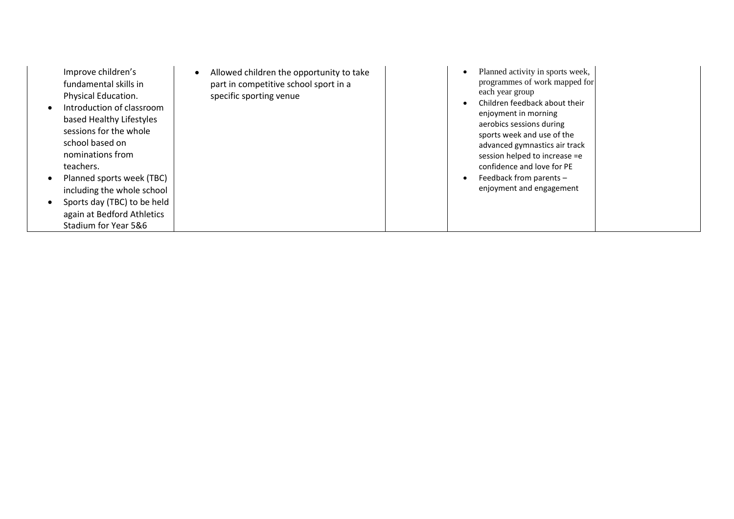| | | | | |
|---|---|---|---|---|
| Improve children's fundamental skills in Physical Education.<br>• Introduction of classroom based Healthy Lifestyles sessions for the whole school based on nominations from teachers.<br>• Planned sports week (TBC) including the whole school<br>• Sports day (TBC) to be held again at Bedford Athletics Stadium for Year 5&6 | • Allowed children the opportunity to take part in competitive school sport in a specific sporting venue | | • Planned activity in sports week, programmes of work mapped for each year group<br>• Children feedback about their enjoyment in morning aerobics sessions during sports week and use of the advanced gymnastics air track session helped to increase =e confidence and love for PE<br>• Feedback from parents – enjoyment and engagement | |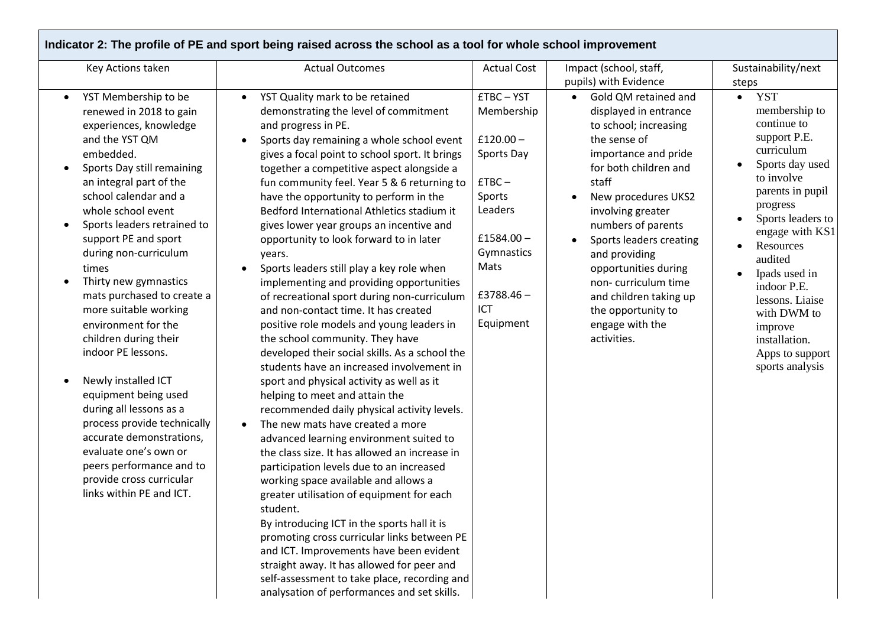| Indicator 2: The profile of PE and sport being raised across the school as a tool for whole school improvement | | | | |
|---|---|---|---|---|
| Key Actions taken | Actual Outcomes | Actual Cost | Impact (school, staff, pupils) with Evidence | Sustainability/next steps |
| • YST Membership to be renewed in 2018 to gain experiences, knowledge and the YST QM embedded.<br>• Sports Day still remaining an integral part of the school calendar and a whole school event<br>• Sports leaders retrained to support PE and sport during non-curriculum times<br>• Thirty new gymnastics mats purchased to create a more suitable working environment for the children during their indoor PE lessons.<br>• Newly installed ICT equipment being used during all lessons as a process provide technically accurate demonstrations, evaluate one's own or peers performance and to provide cross curricular links within PE and ICT. | • YST Quality mark to be retained demonstrating the level of commitment and progress in PE.<br>• Sports day remaining a whole school event gives a focal point to school sport. It brings together a competitive aspect alongside a fun community feel. Year 5 & 6 returning to have the opportunity to perform in the Bedford International Athletics stadium it gives lower year groups an incentive and opportunity to look forward to in later years.<br>• Sports leaders still play a key role when implementing and providing opportunities of recreational sport during non-curriculum and non-contact time. It has created positive role models and young leaders in the school community. They have developed their social skills. As a school the students have an increased involvement in sport and physical activity as well as it helping to meet and attain the recommended daily physical activity levels.<br>• The new mats have created a more advanced learning environment suited to the class size. It has allowed an increase in participation levels due to an increased working space available and allows a greater utilisation of equipment for each student.<br>By introducing ICT in the sports hall it is promoting cross curricular links between PE and ICT. Improvements have been evident straight away. It has allowed for peer and self-assessment to take place, recording and analysation of performances and set skills. | £TBC – YST Membership<br><br>£120.00 – Sports Day<br><br>£TBC – Sports Leaders<br><br>£1584.00 – Gymnastics Mats<br><br>£3788.46 – ICT Equipment | • Gold QM retained and displayed in entrance to school; increasing the sense of importance and pride for both children and staff<br>• New procedures UKS2 involving greater numbers of parents<br>• Sports leaders creating and providing opportunities during non- curriculum time and children taking up the opportunity to engage with the activities. | • YST membership to continue to support P.E. curriculum<br>• Sports day used to involve parents in pupil progress<br>• Sports leaders to engage with KS1<br>• Resources audited<br>• Ipads used in indoor P.E. lessons. Liaise with DWM to improve installation. Apps to support sports analysis |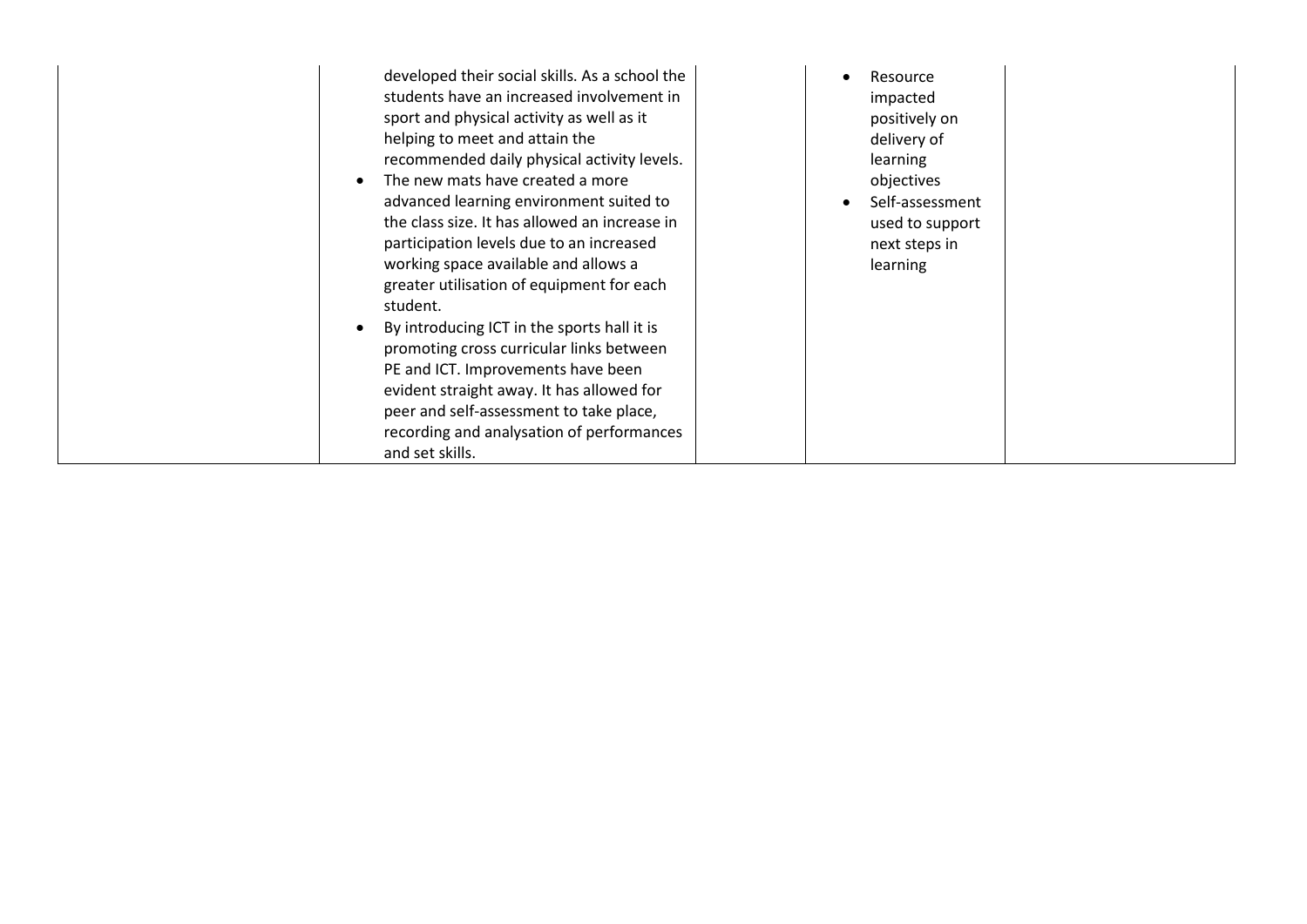| | | | | |
|---|---|---|---|---|
| | developed their social skills. As a school the students have an increased involvement in sport and physical activity as well as it helping to meet and attain the recommended daily physical activity levels.<br>• The new mats have created a more advanced learning environment suited to the class size. It has allowed an increase in participation levels due to an increased working space available and allows a greater utilisation of equipment for each student.<br>• By introducing ICT in the sports hall it is promoting cross curricular links between PE and ICT. Improvements have been evident straight away. It has allowed for peer and self-assessment to take place, recording and analysation of performances and set skills. | | • Resource impacted positively on delivery of learning objectives<br>• Self-assessment used to support next steps in learning | |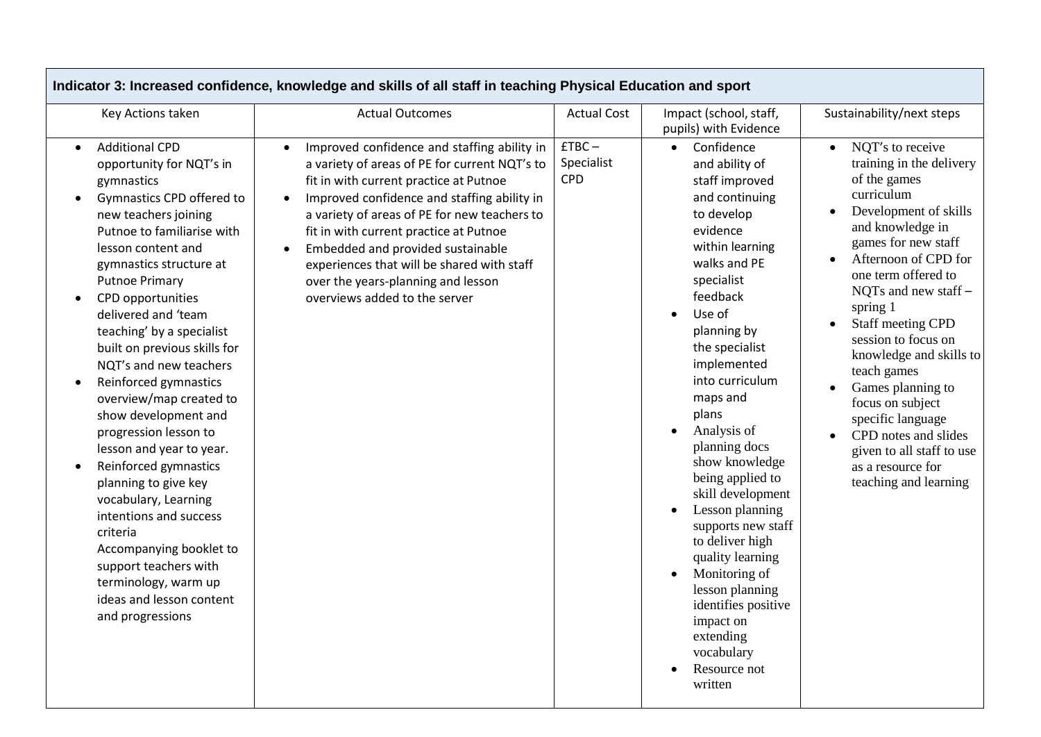| Indicator 3: Increased confidence, knowledge and skills of all staff in teaching Physical Education and sport | | | | |
|---|---|---|---|---|
| Key Actions taken | Actual Outcomes | Actual Cost | Impact (school, staff, pupils) with Evidence | Sustainability/next steps |
| • Additional CPD opportunity for NQT's in gymnastics<br>• Gymnastics CPD offered to new teachers joining Putnoe to familiarise with lesson content and gymnastics structure at Putnoe Primary<br>• CPD opportunities delivered and 'team teaching' by a specialist built on previous skills for NQT's and new teachers<br>• Reinforced gymnastics overview/map created to show development and progression lesson to lesson and year to year.<br>• Reinforced gymnastics planning to give key vocabulary, Learning intentions and success criteria<br>Accompanying booklet to support teachers with terminology, warm up ideas and lesson content and progressions | • Improved confidence and staffing ability in a variety of areas of PE for current NQT's to fit in with current practice at Putnoe<br>• Improved confidence and staffing ability in a variety of areas of PE for new teachers to fit in with current practice at Putnoe<br>• Embedded and provided sustainable experiences that will be shared with staff over the years-planning and lesson overviews added to the server | £TBC – Specialist CPD | • Confidence and ability of staff improved and continuing to develop evidence within learning walks and PE specialist feedback<br>• Use of planning by the specialist implemented into curriculum maps and plans<br>• Analysis of planning docs show knowledge being applied to skill development<br>• Lesson planning supports new staff to deliver high quality learning<br>• Monitoring of lesson planning identifies positive impact on extending vocabulary<br>• Resource not written | • NQT's to receive training in the delivery of the games curriculum<br>• Development of skills and knowledge in games for new staff<br>• Afternoon of CPD for one term offered to NQTs and new staff – spring 1<br>• Staff meeting CPD session to focus on knowledge and skills to teach games<br>• Games planning to focus on subject specific language<br>• CPD notes and slides given to all staff to use as a resource for teaching and learning |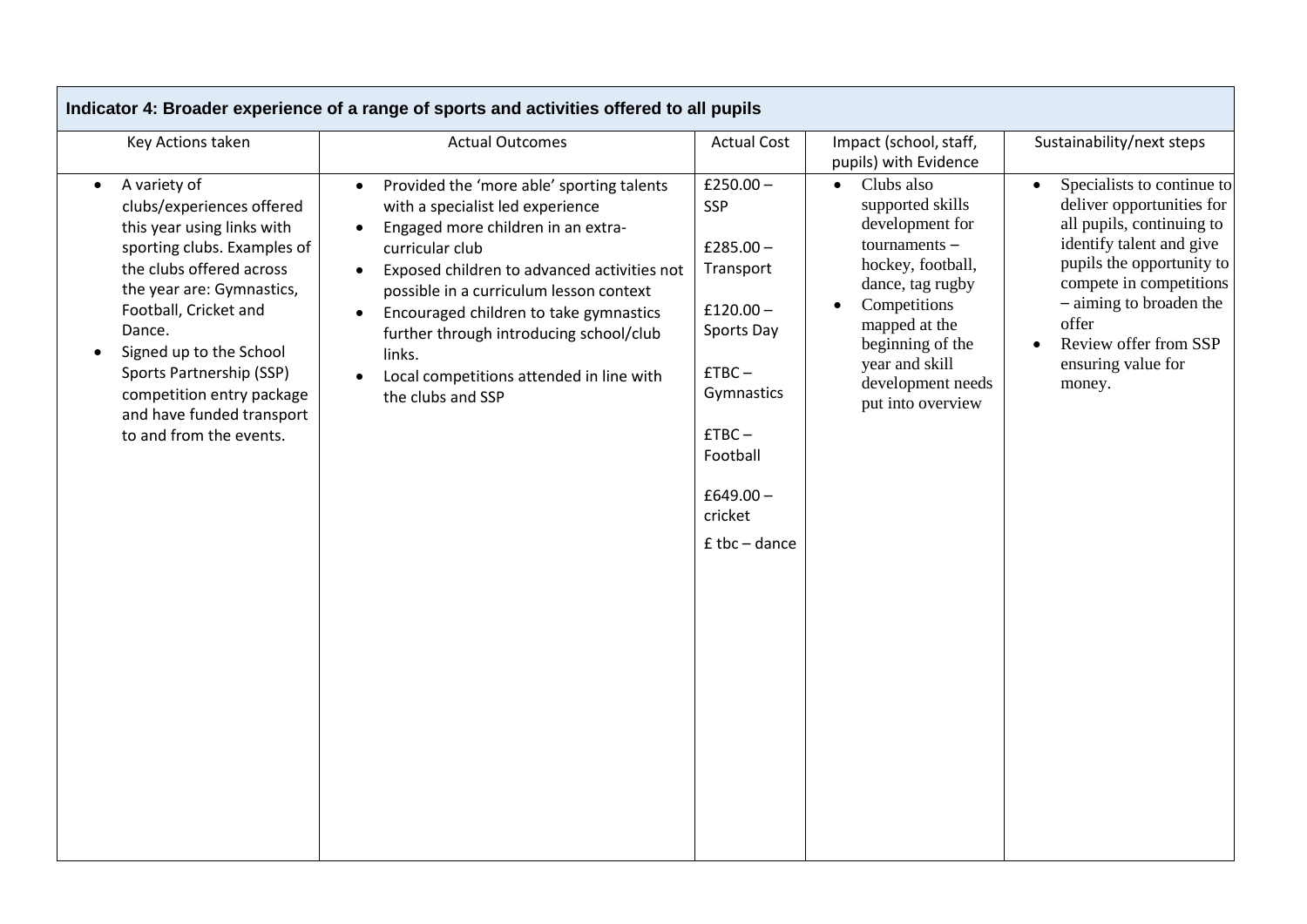| Indicator 4: Broader experience of a range of sports and activities offered to all pupils | | | | |
|---|---|---|---|---|
| Key Actions taken | Actual Outcomes | Actual Cost | Impact (school, staff, pupils) with Evidence | Sustainability/next steps |
| • A variety of clubs/experiences offered this year using links with sporting clubs. Examples of the clubs offered across the year are: Gymnastics, Football, Cricket and Dance.<br>• Signed up to the School Sports Partnership (SSP) competition entry package and have funded transport to and from the events. | • Provided the 'more able' sporting talents with a specialist led experience<br>• Engaged more children in an extra-curricular club<br>• Exposed children to advanced activities not possible in a curriculum lesson context<br>• Encouraged children to take gymnastics further through introducing school/club links.<br>• Local competitions attended in line with the clubs and SSP | £250.00 – SSP<br><br>£285.00 – Transport<br><br>£120.00 – Sports Day<br><br>£TBC – Gymnastics<br><br>£TBC – Football<br><br>£649.00 – cricket<br><br>£ tbc – dance | • Clubs also supported skills development for tournaments – hockey, football, dance, tag rugby<br>• Competitions mapped at the beginning of the year and skill development needs put into overview | • Specialists to continue to deliver opportunities for all pupils, continuing to identify talent and give pupils the opportunity to compete in competitions – aiming to broaden the offer<br>• Review offer from SSP ensuring value for money. |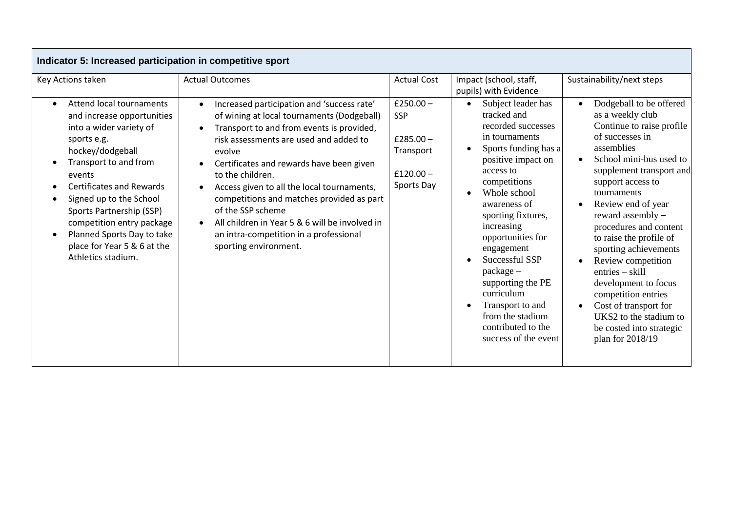| Indicator 5: Increased participation in competitive sport | | | | |
|---|---|---|---|---|
| Key Actions taken | Actual Outcomes | Actual Cost | Impact (school, staff, pupils) with Evidence | Sustainability/next steps |
| • Attend local tournaments and increase opportunities into a wider variety of sports e.g. hockey/dodgeball<br>• Transport to and from events<br>• Certificates and Rewards<br>• Signed up to the School Sports Partnership (SSP) competition entry package<br>• Planned Sports Day to take place for Year 5 & 6 at the Athletics stadium. | • Increased participation and 'success rate' of wining at local tournaments (Dodgeball)<br>• Transport to and from events is provided, risk assessments are used and added to evolve<br>• Certificates and rewards have been given to the children.<br>• Access given to all the local tournaments, competitions and matches provided as part of the SSP scheme<br>• All children in Year 5 & 6 will be involved in an intra-competition in a professional sporting environment. | £250.00 – SSP<br><br>£285.00 – Transport<br><br>£120.00 – Sports Day | • Subject leader has tracked and recorded successes in tournaments<br>• Sports funding has a positive impact on access to competitions<br>• Whole school awareness of sporting fixtures, increasing opportunities for engagement<br>• Successful SSP package – supporting the PE curriculum<br>• Transport to and from the stadium contributed to the success of the event | • Dodgeball to be offered as a weekly club Continue to raise profile of successes in assemblies<br>• School mini-bus used to supplement transport and support access to tournaments<br>• Review end of year reward assembly – procedures and content to raise the profile of sporting achievements<br>• Review competition entries – skill development to focus competition entries<br>• Cost of transport for UKS2 to the stadium to be costed into strategic plan for 2018/19 |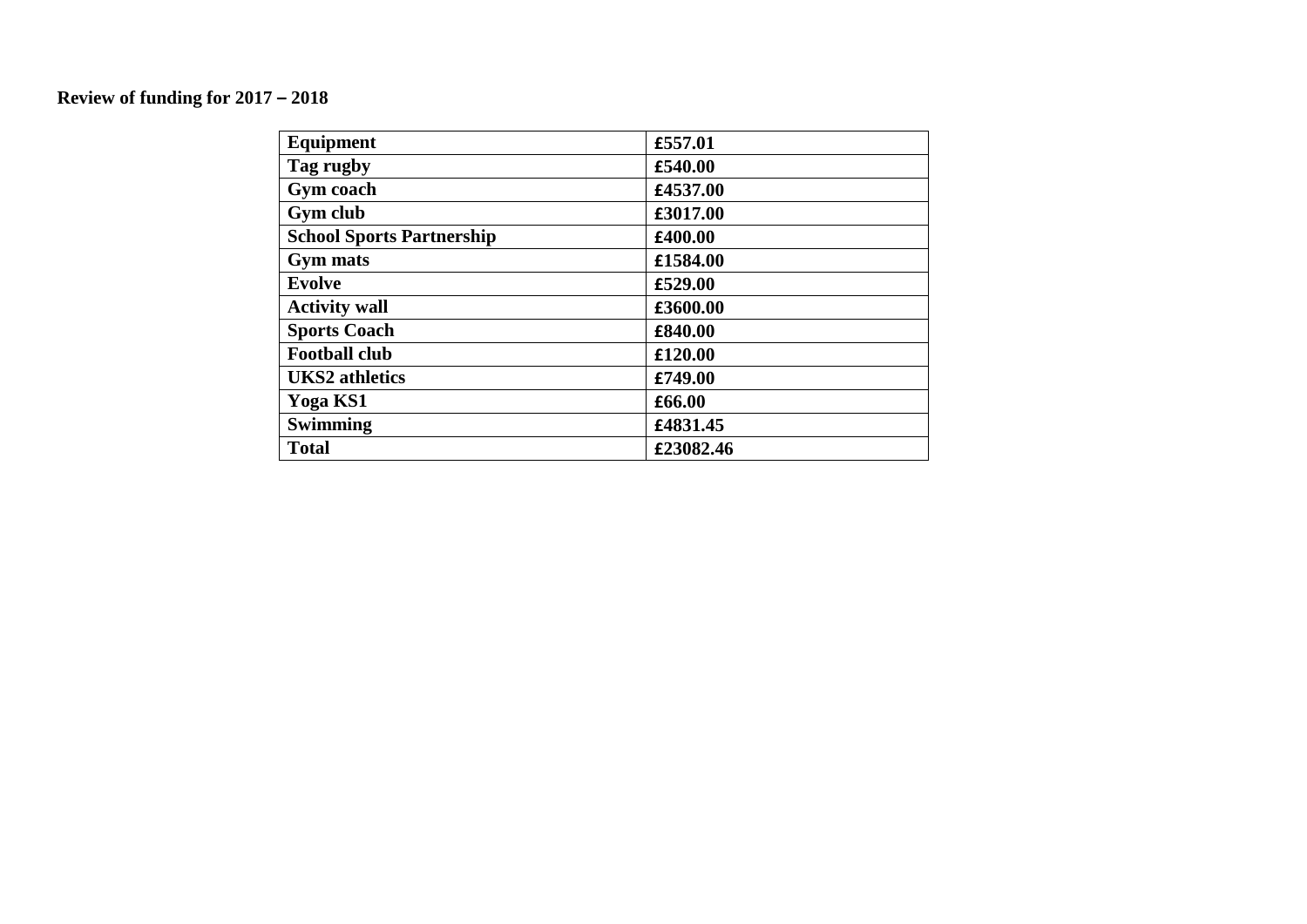**Review of funding for 2017 – 2018**

| | |
|---|---|
| **Equipment** | **£557.01** |
| **Tag rugby** | **£540.00** |
| **Gym coach** | **£4537.00** |
| **Gym club** | **£3017.00** |
| **School Sports Partnership** | **£400.00** |
| **Gym mats** | **£1584.00** |
| **Evolve** | **£529.00** |
| **Activity wall** | **£3600.00** |
| **Sports Coach** | **£840.00** |
| **Football club** | **£120.00** |
| **UKS2 athletics** | **£749.00** |
| **Yoga KS1** | **£66.00** |
| **Swimming** | **£4831.45** |
| **Total** | **£23082.46** |